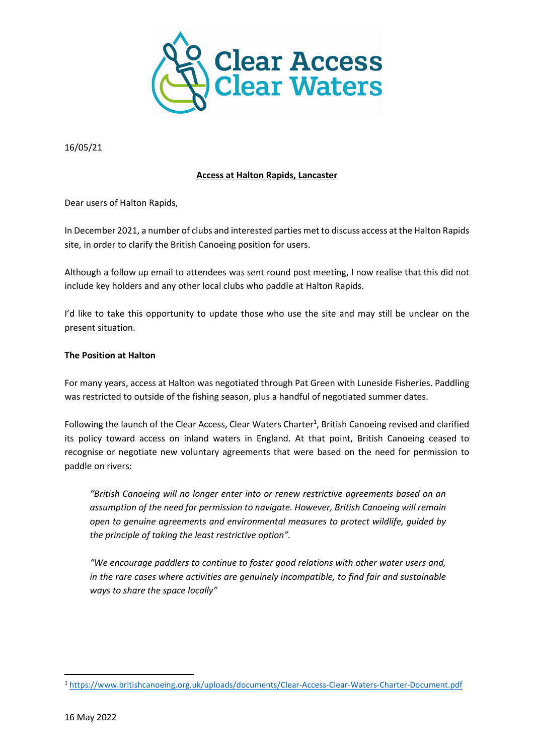16/05/21

**Access at Halton Rapids, Lancaster**

Dear users of Halton Rapids,

In December 2021, a number of clubs and interested parties met to discuss access at the Halton Rapids site, in order to clarify the British Canoeing position for users.

Although a follow up email to attendees was sent round post meeting, I now realise that this did not include key holders and any other local clubs who paddle at Halton Rapids.

I'd like to take this opportunity to update those who use the site and may still be unclear on the present situation.

**The Position at Halton**

For many years, access at Halton was negotiated through Pat Green with Luneside Fisheries. Paddling was restricted to outside of the fishing season, plus a handful of negotiated summer dates.

Following the launch of the Clear Access, Clear Waters Charter[1], British Canoeing revised and clarified its policy toward access on inland waters in England. At that point, British Canoeing ceased to recognise or negotiate new voluntary agreements that were based on the need for permission to paddle on rivers:

> *"British Canoeing will no longer enter into or renew restrictive agreements based on an assumption of the need for permission to navigate. However, British Canoeing will remain open to genuine agreements and environmental measures to protect wildlife, guided by the principle of taking the least restrictive option".*

> *"We encourage paddlers to continue to foster good relations with other water users and, in the rare cases where activities are genuinely incompatible, to find fair and sustainable ways to share the space locally"*

[1] https://www.britishcanoeing.org.uk/uploads/documents/Clear-Access-Clear-Waters-Charter-Document.pdf

16 May 2022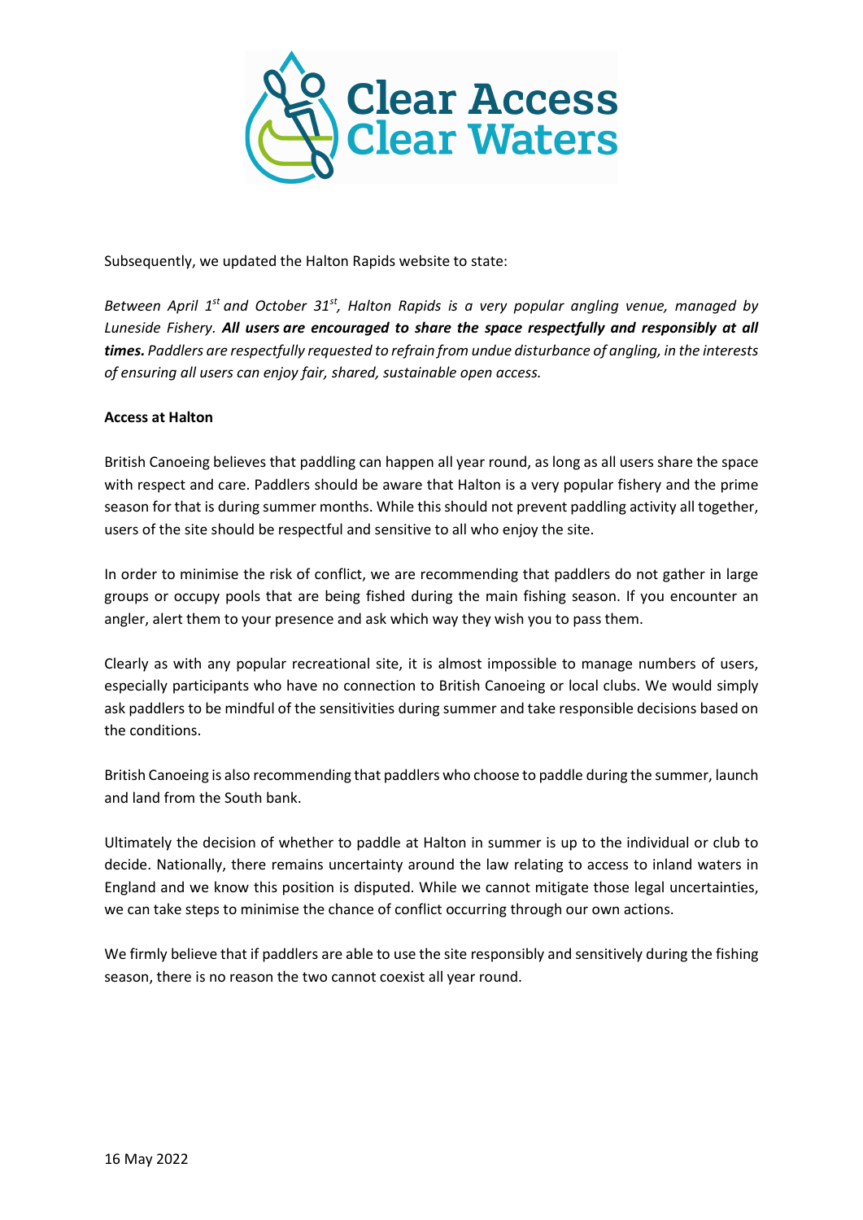Subsequently, we updated the Halton Rapids website to state:

*Between April 1st and October 31st, Halton Rapids is a very popular angling venue, managed by Luneside Fishery.* ***All users are encouraged to share the space respectfully and responsibly at all times.*** *Paddlers are respectfully requested to refrain from undue disturbance of angling, in the interests of ensuring all users can enjoy fair, shared, sustainable open access.*

**Access at Halton**

British Canoeing believes that paddling can happen all year round, as long as all users share the space with respect and care. Paddlers should be aware that Halton is a very popular fishery and the prime season for that is during summer months. While this should not prevent paddling activity all together, users of the site should be respectful and sensitive to all who enjoy the site.

In order to minimise the risk of conflict, we are recommending that paddlers do not gather in large groups or occupy pools that are being fished during the main fishing season. If you encounter an angler, alert them to your presence and ask which way they wish you to pass them.

Clearly as with any popular recreational site, it is almost impossible to manage numbers of users, especially participants who have no connection to British Canoeing or local clubs. We would simply ask paddlers to be mindful of the sensitivities during summer and take responsible decisions based on the conditions.

British Canoeing is also recommending that paddlers who choose to paddle during the summer, launch and land from the South bank.

Ultimately the decision of whether to paddle at Halton in summer is up to the individual or club to decide. Nationally, there remains uncertainty around the law relating to access to inland waters in England and we know this position is disputed. While we cannot mitigate those legal uncertainties, we can take steps to minimise the chance of conflict occurring through our own actions.

We firmly believe that if paddlers are able to use the site responsibly and sensitively during the fishing season, there is no reason the two cannot coexist all year round.

16 May 2022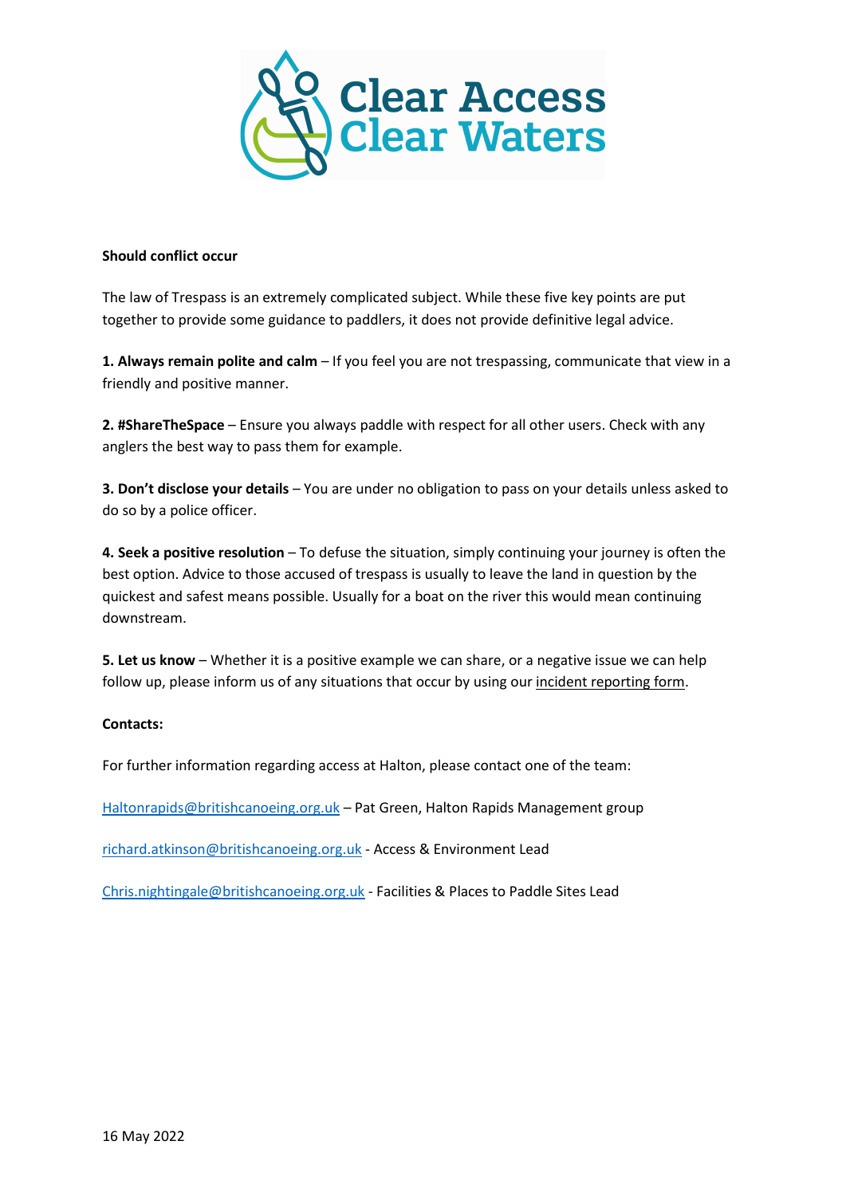**Should conflict occur**

The law of Trespass is an extremely complicated subject. While these five key points are put together to provide some guidance to paddlers, it does not provide definitive legal advice.

**1. Always remain polite and calm** – If you feel you are not trespassing, communicate that view in a friendly and positive manner.

**2. #ShareTheSpace** – Ensure you always paddle with respect for all other users. Check with any anglers the best way to pass them for example.

**3. Don't disclose your details** – You are under no obligation to pass on your details unless asked to do so by a police officer.

**4. Seek a positive resolution** – To defuse the situation, simply continuing your journey is often the best option. Advice to those accused of trespass is usually to leave the land in question by the quickest and safest means possible. Usually for a boat on the river this would mean continuing downstream.

**5. Let us know** – Whether it is a positive example we can share, or a negative issue we can help follow up, please inform us of any situations that occur by using our incident reporting form.

**Contacts:**

For further information regarding access at Halton, please contact one of the team:

Haltonrapids@britishcanoeing.org.uk – Pat Green, Halton Rapids Management group

richard.atkinson@britishcanoeing.org.uk - Access & Environment Lead

Chris.nightingale@britishcanoeing.org.uk - Facilities & Places to Paddle Sites Lead

16 May 2022